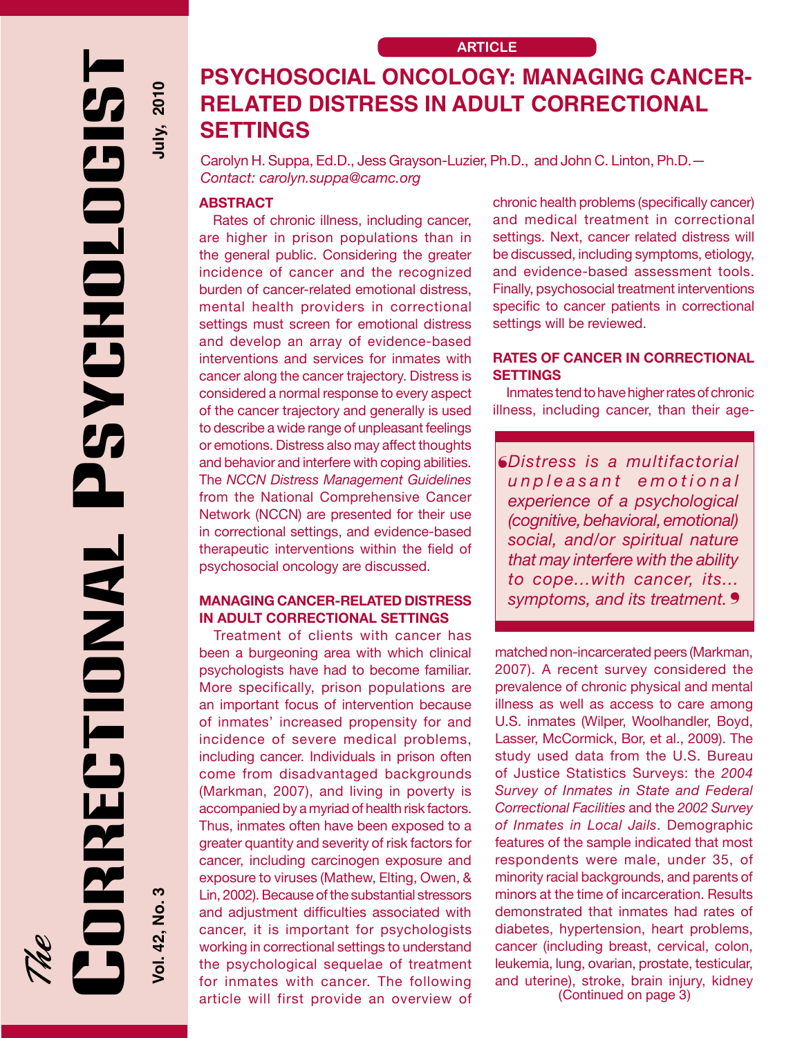ARTICLE

# PSYCHOSOCIAL ONCOLOGY: MANAGING CANCER-RELATED DISTRESS IN ADULT CORRECTIONAL SETTINGS

Carolyn H. Suppa, Ed.D., Jess Grayson-Luzier, Ph.D., and John C. Linton, Ph.D.— *Contact: carolyn.suppa@camc.org*

## ABSTRACT

Rates of chronic illness, including cancer, are higher in prison populations than in the general public. Considering the greater incidence of cancer and the recognized burden of cancer-related emotional distress, mental health providers in correctional settings must screen for emotional distress and develop an array of evidence-based interventions and services for inmates with cancer along the cancer trajectory. Distress is considered a normal response to every aspect of the cancer trajectory and generally is used to describe a wide range of unpleasant feelings or emotions. Distress also may affect thoughts and behavior and interfere with coping abilities. The *NCCN Distress Management Guidelines* from the National Comprehensive Cancer Network (NCCN) are presented for their use in correctional settings, and evidence-based therapeutic interventions within the field of psychosocial oncology are discussed.

## MANAGING CANCER-RELATED DISTRESS IN ADULT CORRECTIONAL SETTINGS

Treatment of clients with cancer has been a burgeoning area with which clinical psychologists have had to become familiar. More specifically, prison populations are an important focus of intervention because of inmates' increased propensity for and incidence of severe medical problems, including cancer. Individuals in prison often come from disadvantaged backgrounds (Markman, 2007), and living in poverty is accompanied by a myriad of health risk factors. Thus, inmates often have been exposed to a greater quantity and severity of risk factors for cancer, including carcinogen exposure and exposure to viruses (Mathew, Elting, Owen, & Lin, 2002). Because of the substantial stressors and adjustment difficulties associated with cancer, it is important for psychologists working in correctional settings to understand the psychological sequelae of treatment for inmates with cancer. The following article will first provide an overview of chronic health problems (specifically cancer) and medical treatment in correctional settings. Next, cancer related distress will be discussed, including symptoms, etiology, and evidence-based assessment tools. Finally, psychosocial treatment interventions specific to cancer patients in correctional settings will be reviewed.

## RATES OF CANCER IN CORRECTIONAL SETTINGS

Inmates tend to have higher rates of chronic illness, including cancer, than their age-matched non-incarcerated peers (Markman, 2007). A recent survey considered the prevalence of chronic physical and mental illness as well as access to care among U.S. inmates (Wilper, Woolhandler, Boyd, Lasser, McCormick, Bor, et al., 2009). The study used data from the U.S. Bureau of Justice Statistics Surveys: the *2004 Survey of Inmates in State and Federal Correctional Facilities* and the *2002 Survey of Inmates in Local Jails*. Demographic features of the sample indicated that most respondents were male, under 35, of minority racial backgrounds, and parents of minors at the time of incarceration. Results demonstrated that inmates had rates of diabetes, hypertension, heart problems, cancer (including breast, cervical, colon, leukemia, lung, ovarian, prostate, testicular, and uterine), stroke, brain injury, kidney

(Continued on page 3)

> *"Distress is a multifactorial unpleasant emotional experience of a psychological (cognitive, behavioral, emotional) social, and/or spiritual nature that may interfere with the ability to cope...with cancer, its... symptoms, and its treatment."*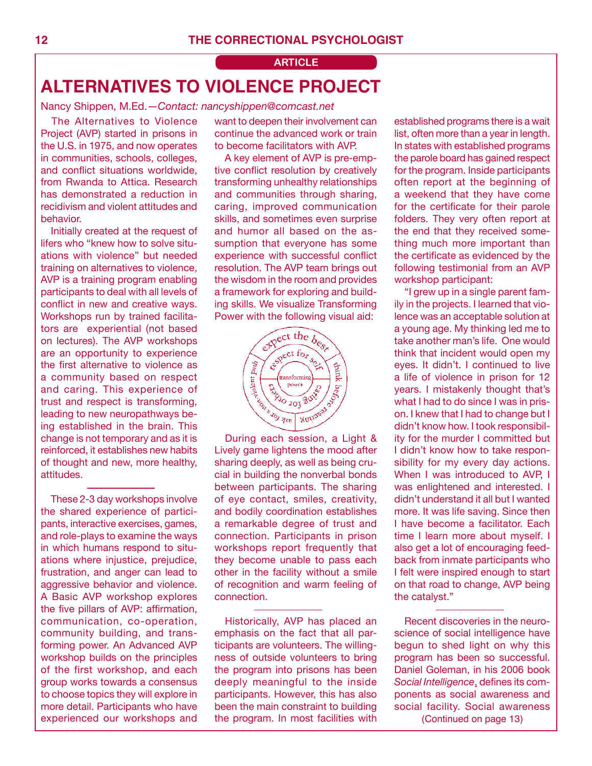ARTICLE

# ALTERNATIVES TO VIOLENCE PROJECT

Nancy Shippen, M.Ed.—*Contact: nancyshippen@comcast.net*

The Alternatives to Violence Project (AVP) started in prisons in the U.S. in 1975, and now operates in communities, schools, colleges, and conflict situations worldwide, from Rwanda to Attica. Research has demonstrated a reduction in recidivism and violent attitudes and behavior.

Initially created at the request of lifers who "knew how to solve situations with violence" but needed training on alternatives to violence, AVP is a training program enabling participants to deal with all levels of conflict in new and creative ways. Workshops run by trained facilitators are experiential (not based on lectures). The AVP workshops are an opportunity to experience the first alternative to violence as a community based on respect and caring. This experience of trust and respect is transforming, leading to new neuropathways being established in the brain. This change is not temporary and as it is reinforced, it establishes new habits of thought and new, more healthy, attitudes.

---

These 2-3 day workshops involve the shared experience of participants, interactive exercises, games, and role-plays to examine the ways in which humans respond to situations where injustice, prejudice, frustration, and anger can lead to aggressive behavior and violence. A Basic AVP workshop explores the five pillars of AVP: affirmation, communication, co-operation, community building, and transforming power. An Advanced AVP workshop builds on the principles of the first workshop, and each group works towards a consensus to choose topics they will explore in more detail. Participants who have experienced our workshops and want to deepen their involvement can continue the advanced work or train to become facilitators with AVP.

A key element of AVP is pre-emptive conflict resolution by creatively transforming unhealthy relationships and communities through sharing, caring, improved communication skills, and sometimes even surprise and humor all based on the assumption that everyone has some experience with successful conflict resolution. The AVP team brings out the wisdom in the room and provides a framework for exploring and building skills. We visualize Transforming Power with the following visual aid:

transforming power — respect for self — caring for others — expect the best — think before reacting — ask for a non-violent path

During each session, a Light & Lively game lightens the mood after sharing deeply, as well as being crucial in building the nonverbal bonds between participants. The sharing of eye contact, smiles, creativity, and bodily coordination establishes a remarkable degree of trust and connection. Participants in prison workshops report frequently that they become unable to pass each other in the facility without a smile of recognition and warm feeling of connection.

---

Historically, AVP has placed an emphasis on the fact that all participants are volunteers. The willingness of outside volunteers to bring the program into prisons has been deeply meaningful to the inside participants. However, this has also been the main constraint to building the program. In most facilities with established programs there is a wait list, often more than a year in length. In states with established programs the parole board has gained respect for the program. Inside participants often report at the beginning of a weekend that they have come for the certificate for their parole folders. They very often report at the end that they received something much more important than the certificate as evidenced by the following testimonial from an AVP workshop participant:

"I grew up in a single parent family in the projects. I learned that violence was an acceptable solution at a young age. My thinking led me to take another man's life. One would think that incident would open my eyes. It didn't. I continued to live a life of violence in prison for 12 years. I mistakenly thought that's what I had to do since I was in prison. I knew that I had to change but I didn't know how. I took responsibility for the murder I committed but I didn't know how to take responsibility for my every day actions. When I was introduced to AVP, I was enlightened and interested. I didn't understand it all but I wanted more. It was life saving. Since then I have become a facilitator. Each time I learn more about myself. I also get a lot of encouraging feedback from inmate participants who I felt were inspired enough to start on that road to change, AVP being the catalyst."

---

Recent discoveries in the neuroscience of social intelligence have begun to shed light on why this program has been so successful. Daniel Goleman, in his 2006 book *Social Intelligence*, defines its components as social awareness and social facility. Social awareness

(Continued on page 13)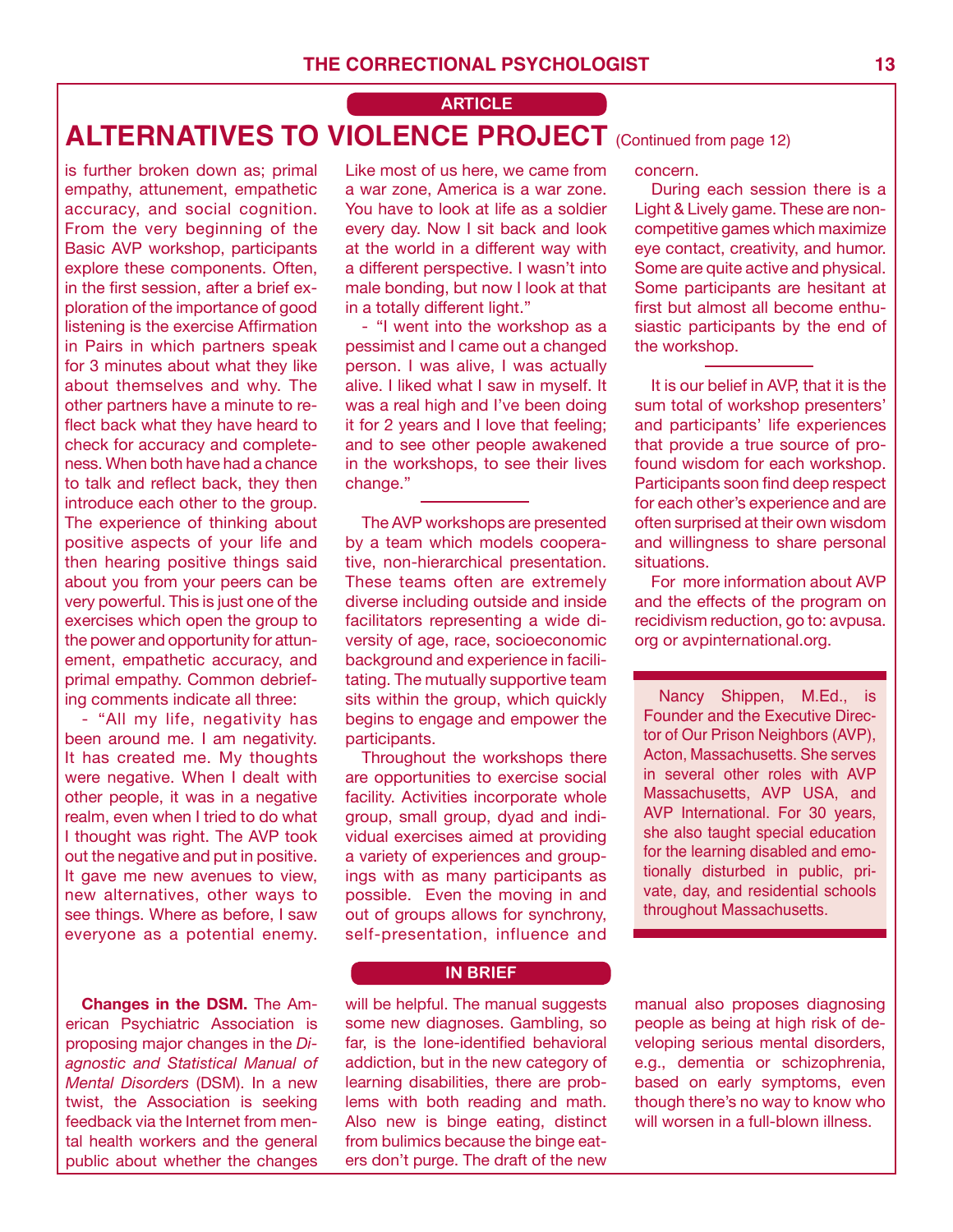ARTICLE

# ALTERNATIVES TO VIOLENCE PROJECT (Continued from page 12)

is further broken down as; primal empathy, attunement, empathetic accuracy, and social cognition. From the very beginning of the Basic AVP workshop, participants explore these components. Often, in the first session, after a brief exploration of the importance of good listening is the exercise Affirmation in Pairs in which partners speak for 3 minutes about what they like about themselves and why. The other partners have a minute to reflect back what they have heard to check for accuracy and completeness. When both have had a chance to talk and reflect back, they then introduce each other to the group. The experience of thinking about positive aspects of your life and then hearing positive things said about you from your peers can be very powerful. This is just one of the exercises which open the group to the power and opportunity for attunement, empathetic accuracy, and primal empathy. Common debriefing comments indicate all three:

- "All my life, negativity has been around me. I am negativity. It has created me. My thoughts were negative. When I dealt with other people, it was in a negative realm, even when I tried to do what I thought was right. The AVP took out the negative and put in positive. It gave me new avenues to view, new alternatives, other ways to see things. Where as before, I saw everyone as a potential enemy. Like most of us here, we came from a war zone, America is a war zone. You have to look at life as a soldier every day. Now I sit back and look at the world in a different way with a different perspective. I wasn't into male bonding, but now I look at that in a totally different light."

- "I went into the workshop as a pessimist and I came out a changed person. I was alive, I was actually alive. I liked what I saw in myself. It was a real high and I've been doing it for 2 years and I love that feeling; and to see other people awakened in the workshops, to see their lives change."

---

The AVP workshops are presented by a team which models cooperative, non-hierarchical presentation. These teams often are extremely diverse including outside and inside facilitators representing a wide diversity of age, race, socioeconomic background and experience in facilitating. The mutually supportive team sits within the group, which quickly begins to engage and empower the participants.

Throughout the workshops there are opportunities to exercise social facility. Activities incorporate whole group, small group, dyad and individual exercises aimed at providing a variety of experiences and groupings with as many participants as possible. Even the moving in and out of groups allows for synchrony, self-presentation, influence and concern.

During each session there is a Light & Lively game. These are noncompetitive games which maximize eye contact, creativity, and humor. Some are quite active and physical. Some participants are hesitant at first but almost all become enthusiastic participants by the end of the workshop.

---

It is our belief in AVP, that it is the sum total of workshop presenters' and participants' life experiences that provide a true source of profound wisdom for each workshop. Participants soon find deep respect for each other's experience and are often surprised at their own wisdom and willingness to share personal situations.

For more information about AVP and the effects of the program on recidivism reduction, go to: avpusa.org or avpinternational.org.

Nancy Shippen, M.Ed., is Founder and the Executive Director of Our Prison Neighbors (AVP), Acton, Massachusetts. She serves in several other roles with AVP Massachusetts, AVP USA, and AVP International. For 30 years, she also taught special education for the learning disabled and emotionally disturbed in public, private, day, and residential schools throughout Massachusetts.

## IN BRIEF

**Changes in the DSM.** The American Psychiatric Association is proposing major changes in the *Diagnostic and Statistical Manual of Mental Disorders* (DSM). In a new twist, the Association is seeking feedback via the Internet from mental health workers and the general public about whether the changes will be helpful. The manual suggests some new diagnoses. Gambling, so far, is the lone-identified behavioral addiction, but in the new category of learning disabilities, there are problems with both reading and math. Also new is binge eating, distinct from bulimics because the binge eaters don't purge. The draft of the new manual also proposes diagnosing people as being at high risk of developing serious mental disorders, e.g., dementia or schizophrenia, based on early symptoms, even though there's no way to know who will worsen in a full-blown illness.